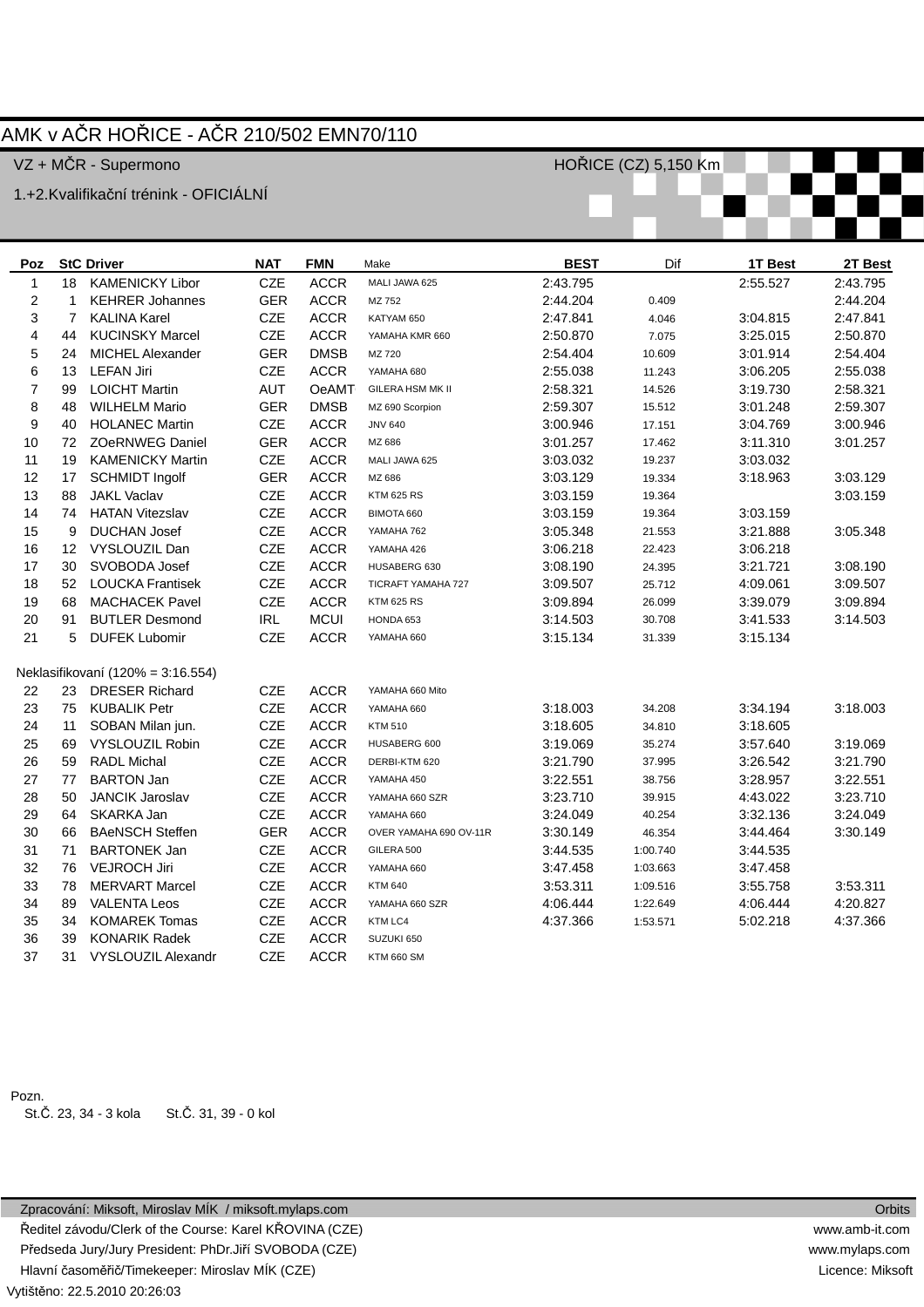# AMK v AČR HOŘICE - AČR 210/502 EMN70/110

VZ + MČR - Supermono HOŘICE (CZ) 5,150 Km

1.+2.Kvalifikační trénink - OFICIÁLNÍ

| Poz | StC | Driver | NAT | FMN | Make | BEST | Dif | 1T Best | 2T Best |
|---|---|---|---|---|---|---|---|---|---|
| 1 | 18 | KAMENICKY Libor | CZE | ACCR | MALI JAWA 625 | 2:43.795 | | 2:55.527 | 2:43.795 |
| 2 | 1 | KEHRER Johannes | GER | ACCR | MZ 752 | 2:44.204 | 0.409 | | 2:44.204 |
| 3 | 7 | KALINA Karel | CZE | ACCR | KATYAM 650 | 2:47.841 | 4.046 | 3:04.815 | 2:47.841 |
| 4 | 44 | KUCINSKY Marcel | CZE | ACCR | YAMAHA KMR 660 | 2:50.870 | 7.075 | 3:25.015 | 2:50.870 |
| 5 | 24 | MICHEL Alexander | GER | DMSB | MZ 720 | 2:54.404 | 10.609 | 3:01.914 | 2:54.404 |
| 6 | 13 | LEFAN Jiri | CZE | ACCR | YAMAHA 680 | 2:55.038 | 11.243 | 3:06.205 | 2:55.038 |
| 7 | 99 | LOICHT Martin | AUT | OeAMT | GILERA HSM MK II | 2:58.321 | 14.526 | 3:19.730 | 2:58.321 |
| 8 | 48 | WILHELM Mario | GER | DMSB | MZ 690 Scorpion | 2:59.307 | 15.512 | 3:01.248 | 2:59.307 |
| 9 | 40 | HOLANEC Martin | CZE | ACCR | JNV 640 | 3:00.946 | 17.151 | 3:04.769 | 3:00.946 |
| 10 | 72 | ZOeRNWEG Daniel | GER | ACCR | MZ 686 | 3:01.257 | 17.462 | 3:11.310 | 3:01.257 |
| 11 | 19 | KAMENICKY Martin | CZE | ACCR | MALI JAWA 625 | 3:03.032 | 19.237 | 3:03.032 | |
| 12 | 17 | SCHMIDT Ingolf | GER | ACCR | MZ 686 | 3:03.129 | 19.334 | 3:18.963 | 3:03.129 |
| 13 | 88 | JAKL Vaclav | CZE | ACCR | KTM 625 RS | 3:03.159 | 19.364 | | 3:03.159 |
| 14 | 74 | HATAN Vitezslav | CZE | ACCR | BIMOTA 660 | 3:03.159 | 19.364 | 3:03.159 | |
| 15 | 9 | DUCHAN Josef | CZE | ACCR | YAMAHA 762 | 3:05.348 | 21.553 | 3:21.888 | 3:05.348 |
| 16 | 12 | VYSLOUZIL Dan | CZE | ACCR | YAMAHA 426 | 3:06.218 | 22.423 | 3:06.218 | |
| 17 | 30 | SVOBODA Josef | CZE | ACCR | HUSABERG 630 | 3:08.190 | 24.395 | 3:21.721 | 3:08.190 |
| 18 | 52 | LOUCKA Frantisek | CZE | ACCR | TICRAFT YAMAHA 727 | 3:09.507 | 25.712 | 4:09.061 | 3:09.507 |
| 19 | 68 | MACHACEK Pavel | CZE | ACCR | KTM 625 RS | 3:09.894 | 26.099 | 3:39.079 | 3:09.894 |
| 20 | 91 | BUTLER Desmond | IRL | MCUI | HONDA 653 | 3:14.503 | 30.708 | 3:41.533 | 3:14.503 |
| 21 | 5 | DUFEK Lubomir | CZE | ACCR | YAMAHA 660 | 3:15.134 | 31.339 | 3:15.134 | |
| Neklasifikovaní (120% = 3:16.554) | | | | | | | | | |
| 22 | 23 | DRESER Richard | CZE | ACCR | YAMAHA 660 Mito | | | | |
| 23 | 75 | KUBALIK Petr | CZE | ACCR | YAMAHA 660 | 3:18.003 | 34.208 | 3:34.194 | 3:18.003 |
| 24 | 11 | SOBAN Milan jun. | CZE | ACCR | KTM 510 | 3:18.605 | 34.810 | 3:18.605 | |
| 25 | 69 | VYSLOUZIL Robin | CZE | ACCR | HUSABERG 600 | 3:19.069 | 35.274 | 3:57.640 | 3:19.069 |
| 26 | 59 | RADL Michal | CZE | ACCR | DERBI-KTM 620 | 3:21.790 | 37.995 | 3:26.542 | 3:21.790 |
| 27 | 77 | BARTON Jan | CZE | ACCR | YAMAHA 450 | 3:22.551 | 38.756 | 3:28.957 | 3:22.551 |
| 28 | 50 | JANCIK Jaroslav | CZE | ACCR | YAMAHA 660 SZR | 3:23.710 | 39.915 | 4:43.022 | 3:23.710 |
| 29 | 64 | SKARKA Jan | CZE | ACCR | YAMAHA 660 | 3:24.049 | 40.254 | 3:32.136 | 3:24.049 |
| 30 | 66 | BAeNSCH Steffen | GER | ACCR | OVER YAMAHA 690 OV-11R | 3:30.149 | 46.354 | 3:44.464 | 3:30.149 |
| 31 | 71 | BARTONEK Jan | CZE | ACCR | GILERA 500 | 3:44.535 | 1:00.740 | 3:44.535 | |
| 32 | 76 | VEJROCH Jiri | CZE | ACCR | YAMAHA 660 | 3:47.458 | 1:03.663 | 3:47.458 | |
| 33 | 78 | MERVART Marcel | CZE | ACCR | KTM 640 | 3:53.311 | 1:09.516 | 3:55.758 | 3:53.311 |
| 34 | 89 | VALENTA Leos | CZE | ACCR | YAMAHA 660 SZR | 4:06.444 | 1:22.649 | 4:06.444 | 4:20.827 |
| 35 | 34 | KOMAREK Tomas | CZE | ACCR | KTM LC4 | 4:37.366 | 1:53.571 | 5:02.218 | 4:37.366 |
| 36 | 39 | KONARIK Radek | CZE | ACCR | SUZUKI 650 | | | | |
| 37 | 31 | VYSLOUZIL Alexandr | CZE | ACCR | KTM 660 SM | | | | |

Pozn.
St.Č. 23, 34 - 3 kola St.Č. 31, 39 - 0 kol

Zpracování: Miksoft, Miroslav MÍK / miksoft.mylaps.com — Orbits
Ředitel závodu/Clerk of the Course: Karel KŘOVINA (CZE) — www.amb-it.com
Předseda Jury/Jury President: PhDr.Jiří SVOBODA (CZE) — www.mylaps.com
Hlavní časoměřič/Timekeeper: Miroslav MÍK (CZE) — Licence: Miksoft
Vytištěno: 22.5.2010 20:26:03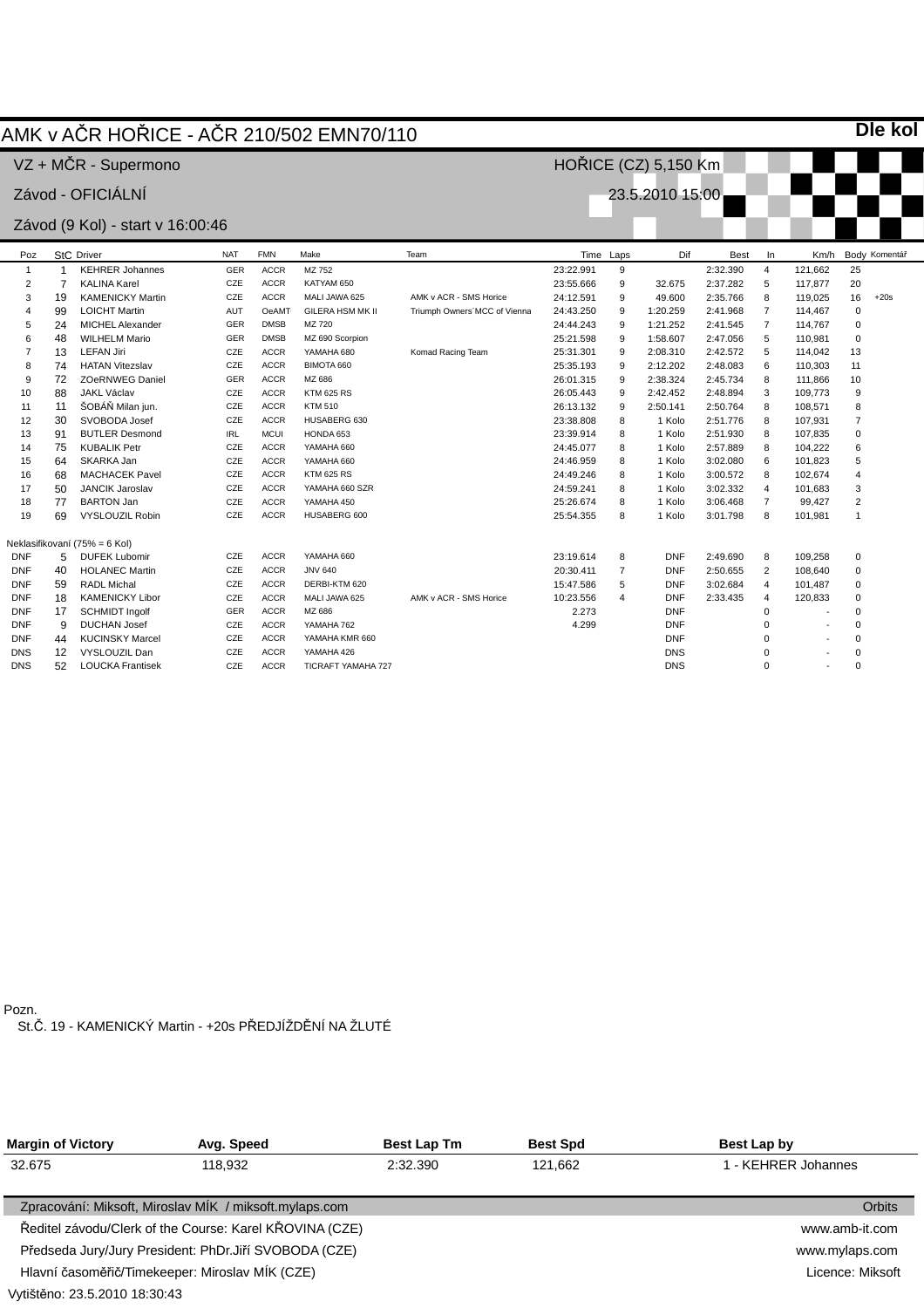# AMK v AČR HOŘICE - AČR 210/502 EMN70/110

**Dle kol**

VZ + MČR - Supermono

HOŘICE (CZ) 5,150 Km

Závod - OFICIÁLNÍ

23.5.2010 15:00

Závod (9 Kol) - start v 16:00:46

| Poz | StC | Driver | NAT | FMN | Make | Team | Time | Laps | Dif | Best | In | Km/h | Body | Komentář |
|---|---|---|---|---|---|---|---|---|---|---|---|---|---|---|
| 1 | 1 | KEHRER Johannes | GER | ACCR | MZ 752 | | 23:22.991 | 9 | | 2:32.390 | 4 | 121,662 | 25 | |
| 2 | 7 | KALINA Karel | CZE | ACCR | KATYAM 650 | | 23:55.666 | 9 | 32.675 | 2:37.282 | 5 | 117,877 | 20 | |
| 3 | 19 | KAMENICKY Martin | CZE | ACCR | MALI JAWA 625 | AMK v ACR - SMS Horice | 24:12.591 | 9 | 49.600 | 2:35.766 | 8 | 119,025 | 16 | +20s |
| 4 | 99 | LOICHT Martin | AUT | OeAMT | GILERA HSM MK II | Triumph Owners´MCC of Vienna | 24:43.250 | 9 | 1:20.259 | 2:41.968 | 7 | 114,467 | 0 | |
| 5 | 24 | MICHEL Alexander | GER | DMSB | MZ 720 | | 24:44.243 | 9 | 1:21.252 | 2:41.545 | 7 | 114,767 | 0 | |
| 6 | 48 | WILHELM Mario | GER | DMSB | MZ 690 Scorpion | | 25:21.598 | 9 | 1:58.607 | 2:47.056 | 5 | 110,981 | 0 | |
| 7 | 13 | LEFAN Jiri | CZE | ACCR | YAMAHA 680 | Komad Racing Team | 25:31.301 | 9 | 2:08.310 | 2:42.572 | 5 | 114,042 | 13 | |
| 8 | 74 | HATAN Vitezslav | CZE | ACCR | BIMOTA 660 | | 25:35.193 | 9 | 2:12.202 | 2:48.083 | 6 | 110,303 | 11 | |
| 9 | 72 | ZOeRNWEG Daniel | GER | ACCR | MZ 686 | | 26:01.315 | 9 | 2:38.324 | 2:45.734 | 8 | 111,866 | 10 | |
| 10 | 88 | JAKL Václav | CZE | ACCR | KTM 625 RS | | 26:05.443 | 9 | 2:42.452 | 2:48.894 | 3 | 109,773 | 9 | |
| 11 | 11 | ŠOBÁŇ Milan jun. | CZE | ACCR | KTM 510 | | 26:13.132 | 9 | 2:50.141 | 2:50.764 | 8 | 108,571 | 8 | |
| 12 | 30 | SVOBODA Josef | CZE | ACCR | HUSABERG 630 | | 23:38.808 | 8 | 1 Kolo | 2:51.776 | 8 | 107,931 | 7 | |
| 13 | 91 | BUTLER Desmond | IRL | MCUI | HONDA 653 | | 23:39.914 | 8 | 1 Kolo | 2:51.930 | 8 | 107,835 | 0 | |
| 14 | 75 | KUBALIK Petr | CZE | ACCR | YAMAHA 660 | | 24:45.077 | 8 | 1 Kolo | 2:57.889 | 8 | 104,222 | 6 | |
| 15 | 64 | SKARKA Jan | CZE | ACCR | YAMAHA 660 | | 24:46.959 | 8 | 1 Kolo | 3:02.080 | 6 | 101,823 | 5 | |
| 16 | 68 | MACHACEK Pavel | CZE | ACCR | KTM 625 RS | | 24:49.246 | 8 | 1 Kolo | 3:00.572 | 8 | 102,674 | 4 | |
| 17 | 50 | JANCIK Jaroslav | CZE | ACCR | YAMAHA 660 SZR | | 24:59.241 | 8 | 1 Kolo | 3:02.332 | 4 | 101,683 | 3 | |
| 18 | 77 | BARTON Jan | CZE | ACCR | YAMAHA 450 | | 25:26.674 | 8 | 1 Kolo | 3:06.468 | 7 | 99,427 | 2 | |
| 19 | 69 | VYSLOUZIL Robin | CZE | ACCR | HUSABERG 600 | | 25:54.355 | 8 | 1 Kolo | 3:01.798 | 8 | 101,981 | 1 | |
| Neklasifikovaní (75% = 6 Kol) | | | | | | | | | | | | | | |
| DNF | 5 | DUFEK Lubomir | CZE | ACCR | YAMAHA 660 | | 23:19.614 | 8 | DNF | 2:49.690 | 8 | 109,258 | 0 | |
| DNF | 40 | HOLANEC Martin | CZE | ACCR | JNV 640 | | 20:30.411 | 7 | DNF | 2:50.655 | 2 | 108,640 | 0 | |
| DNF | 59 | RADL Michal | CZE | ACCR | DERBI-KTM 620 | | 15:47.586 | 5 | DNF | 3:02.684 | 4 | 101,487 | 0 | |
| DNF | 18 | KAMENICKY Libor | CZE | ACCR | MALI JAWA 625 | AMK v ACR - SMS Horice | 10:23.556 | 4 | DNF | 2:33.435 | 4 | 120,833 | 0 | |
| DNF | 17 | SCHMIDT Ingolf | GER | ACCR | MZ 686 | | 2.273 | | DNF | | 0 | - | 0 | |
| DNF | 9 | DUCHAN Josef | CZE | ACCR | YAMAHA 762 | | 4.299 | | DNF | | 0 | - | 0 | |
| DNF | 44 | KUCINSKY Marcel | CZE | ACCR | YAMAHA KMR 660 | | | | DNF | | 0 | - | 0 | |
| DNS | 12 | VYSLOUZIL Dan | CZE | ACCR | YAMAHA 426 | | | | DNS | | 0 | - | 0 | |
| DNS | 52 | LOUCKA Frantisek | CZE | ACCR | TICRAFT YAMAHA 727 | | | | DNS | | 0 | - | 0 | |

Pozn.
St.Č. 19 - KAMENICKÝ Martin - +20s PŘEDJÍŽDĚNÍ NA ŽLUTÉ

| Margin of Victory | Avg. Speed | Best Lap Tm | Best Spd | Best Lap by |
|---|---|---|---|---|
| 32.675 | 118,932 | 2:32.390 | 121,662 | 1 - KEHRER Johannes |

Zpracování: Miksoft, Miroslav MÍK / miksoft.mylaps.com — Orbits

Ředitel závodu/Clerk of the Course: Karel KŘOVINA (CZE) — www.amb-it.com

Předseda Jury/Jury President: PhDr.Jiří SVOBODA (CZE) — www.mylaps.com

Hlavní časoměřič/Timekeeper: Miroslav MÍK (CZE) — Licence: Miksoft

Vytištěno: 23.5.2010 18:30:43